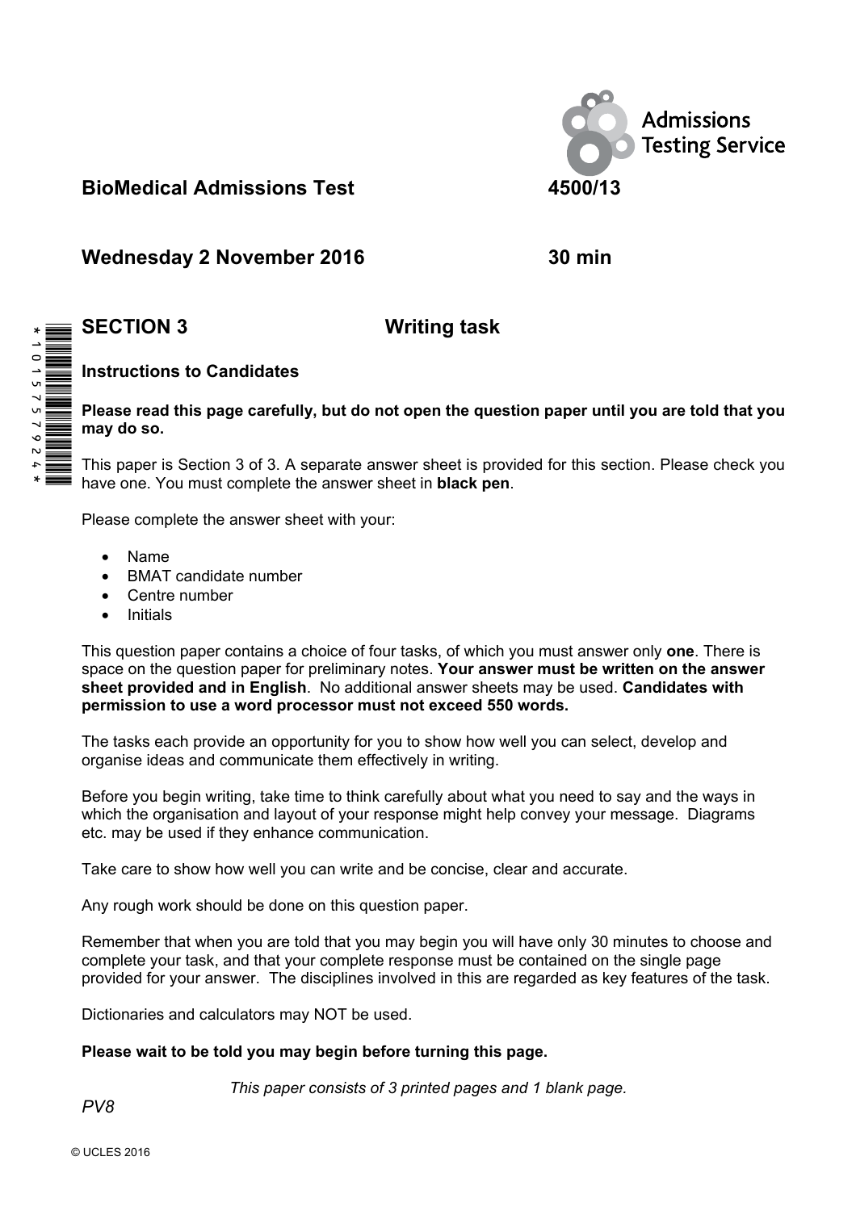Admissions Testing Service

**BioMedical Admissions Test** **4500/13**

**Wednesday 2 November 2016** **30 min**

**SECTION 3** **Writing task**

*1015757924*

**Instructions to Candidates**

**Please read this page carefully, but do not open the question paper until you are told that you may do so.**

This paper is Section 3 of 3. A separate answer sheet is provided for this section. Please check you have one. You must complete the answer sheet in **black pen**.

Please complete the answer sheet with your:

- Name
- BMAT candidate number
- Centre number
- Initials

This question paper contains a choice of four tasks, of which you must answer only **one**. There is space on the question paper for preliminary notes. **Your answer must be written on the answer sheet provided and in English**. No additional answer sheets may be used. **Candidates with permission to use a word processor must not exceed 550 words.**

The tasks each provide an opportunity for you to show how well you can select, develop and organise ideas and communicate them effectively in writing.

Before you begin writing, take time to think carefully about what you need to say and the ways in which the organisation and layout of your response might help convey your message. Diagrams etc. may be used if they enhance communication.

Take care to show how well you can write and be concise, clear and accurate.

Any rough work should be done on this question paper.

Remember that when you are told that you may begin you will have only 30 minutes to choose and complete your task, and that your complete response must be contained on the single page provided for your answer. The disciplines involved in this are regarded as key features of the task.

Dictionaries and calculators may NOT be used.

**Please wait to be told you may begin before turning this page.**

*This paper consists of 3 printed pages and 1 blank page.*

*PV8*

© UCLES 2016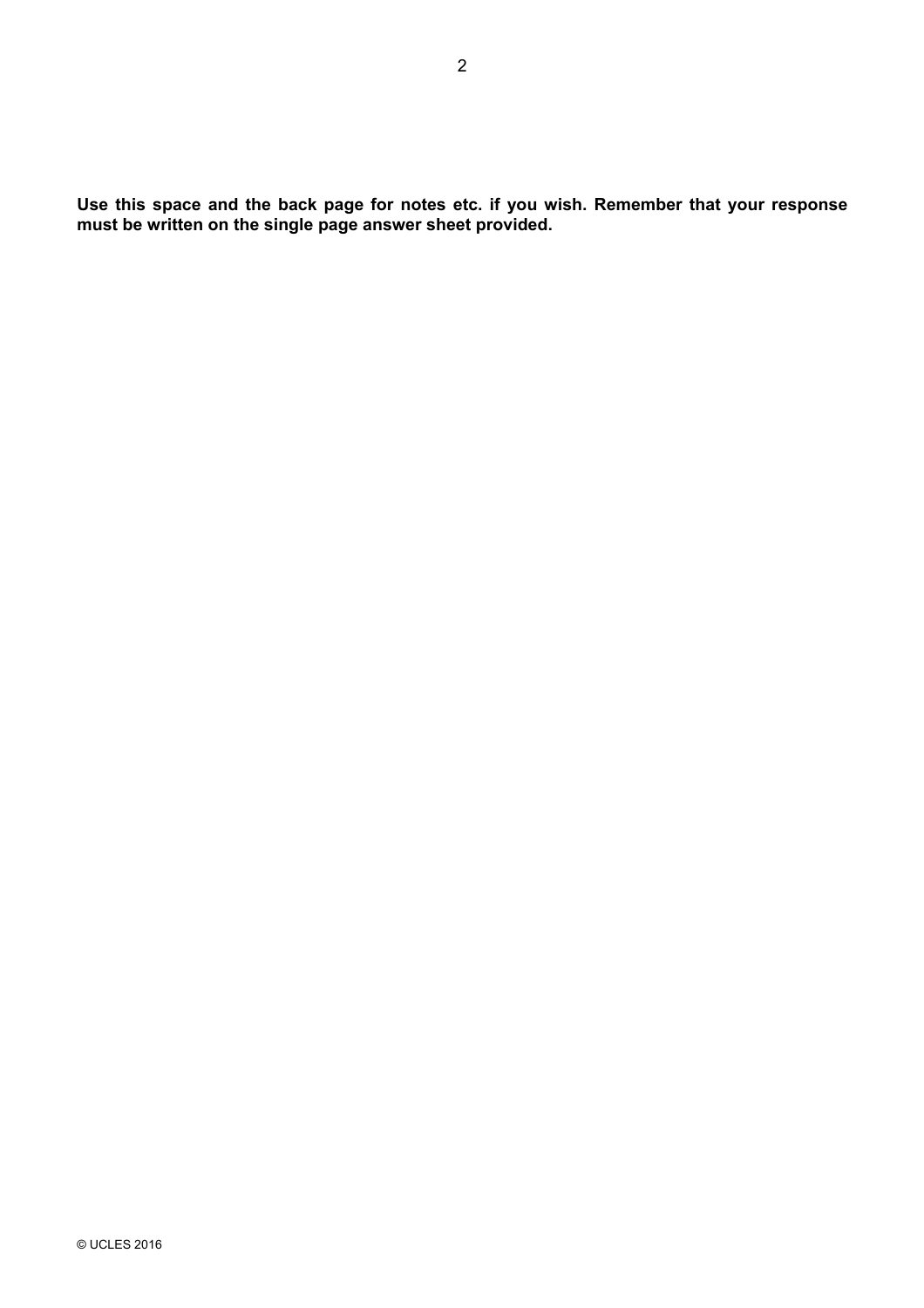**Use this space and the back page for notes etc. if you wish. Remember that your response must be written on the single page answer sheet provided.**

© UCLES 2016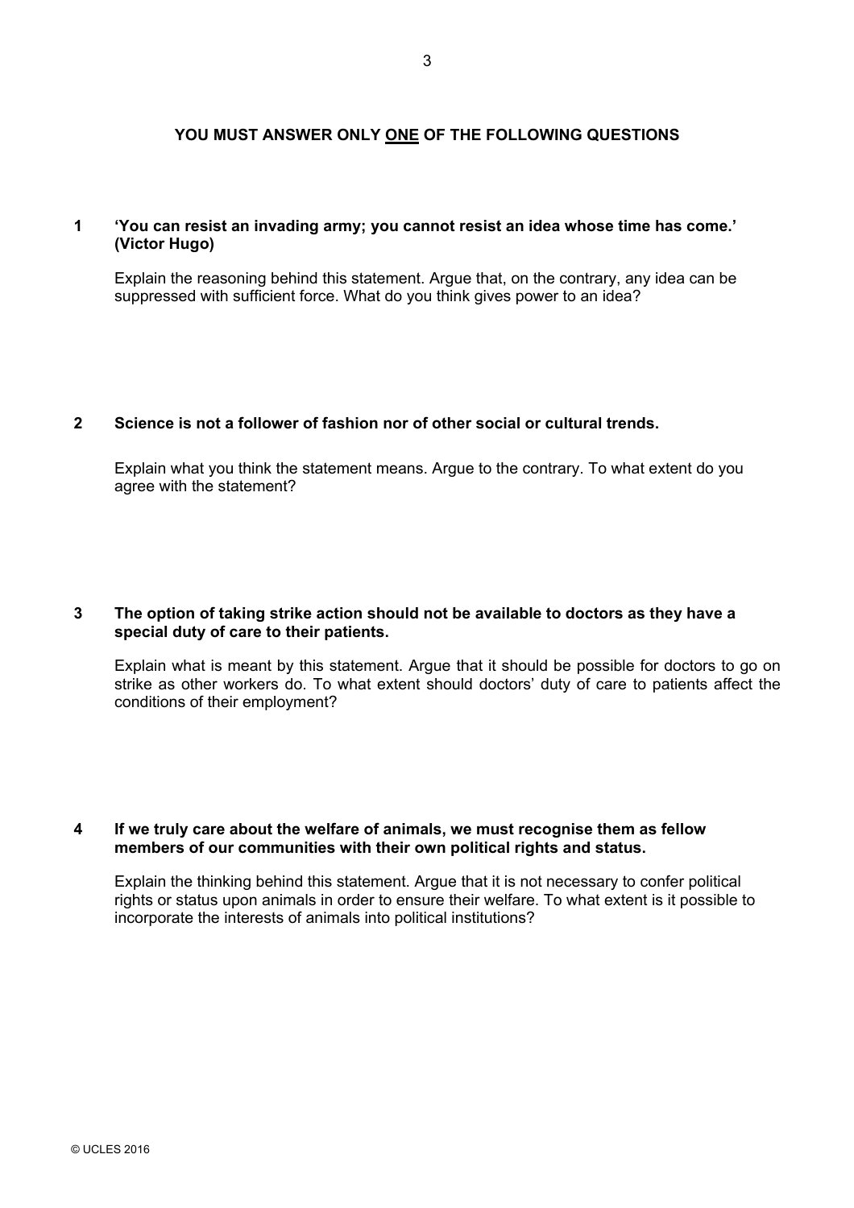**YOU MUST ANSWER ONLY ONE OF THE FOLLOWING QUESTIONS**

**1 'You can resist an invading army; you cannot resist an idea whose time has come.' (Victor Hugo)**

Explain the reasoning behind this statement. Argue that, on the contrary, any idea can be suppressed with sufficient force. What do you think gives power to an idea?

**2 Science is not a follower of fashion nor of other social or cultural trends.**

Explain what you think the statement means. Argue to the contrary. To what extent do you agree with the statement?

**3 The option of taking strike action should not be available to doctors as they have a special duty of care to their patients.**

Explain what is meant by this statement. Argue that it should be possible for doctors to go on strike as other workers do. To what extent should doctors' duty of care to patients affect the conditions of their employment?

**4 If we truly care about the welfare of animals, we must recognise them as fellow members of our communities with their own political rights and status.**

Explain the thinking behind this statement. Argue that it is not necessary to confer political rights or status upon animals in order to ensure their welfare. To what extent is it possible to incorporate the interests of animals into political institutions?

© UCLES 2016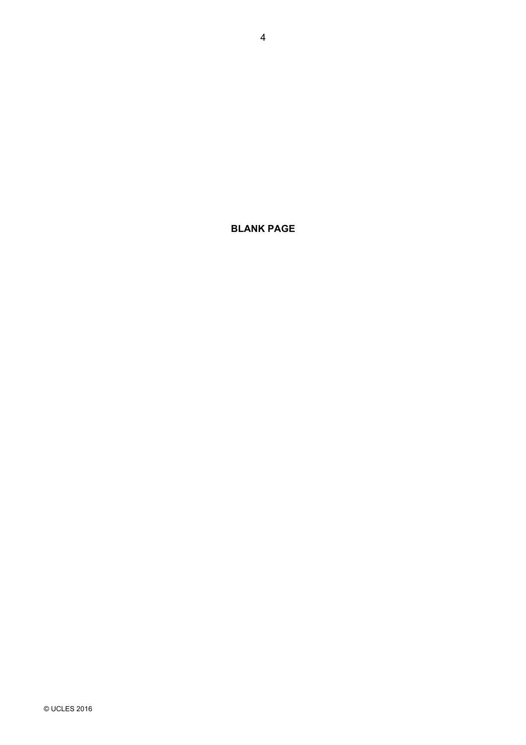**BLANK PAGE**

© UCLES 2016